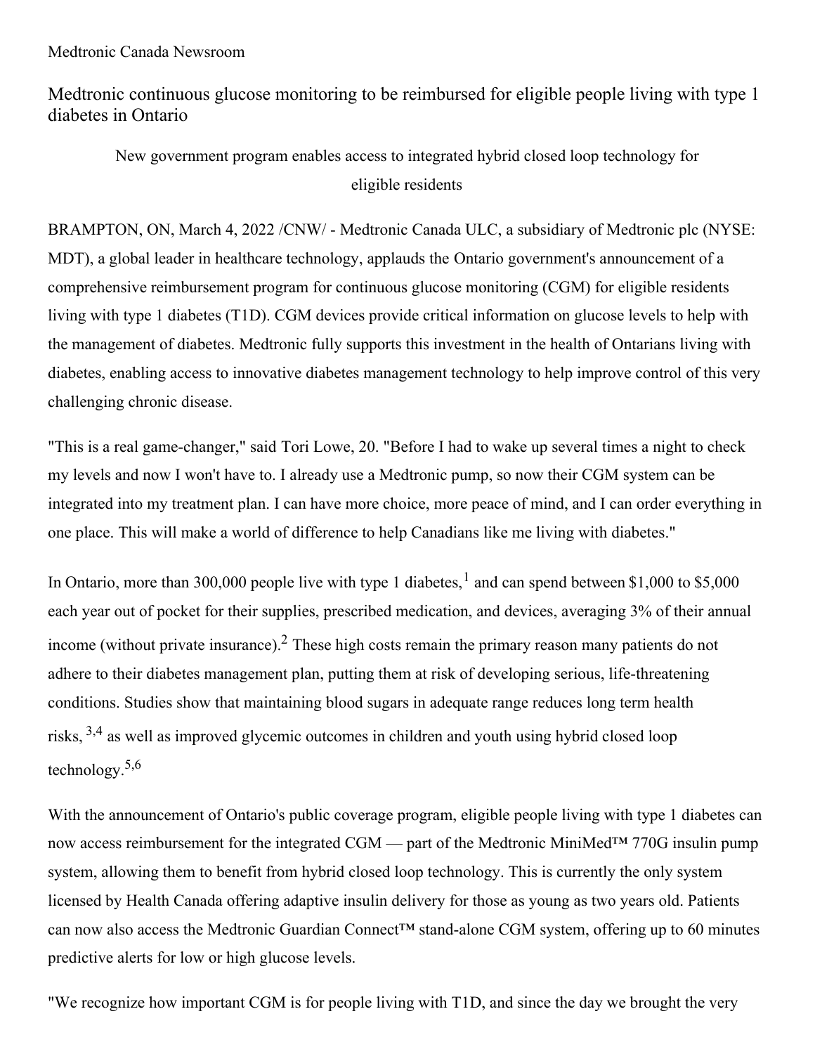Medtronic Canada Newsroom

# Medtronic continuous glucose monitoring to be reimbursed for eligible people living with type 1 diabetes in Ontario

New government program enables access to integrated hybrid closed loop technology for eligible residents

BRAMPTON, ON, March 4, 2022 /CNW/ - Medtronic Canada ULC, a subsidiary of Medtronic plc (NYSE: MDT), a global leader in healthcare technology, applauds the Ontario government's announcement of a comprehensive reimbursement program for continuous glucose monitoring (CGM) for eligible residents living with type 1 diabetes (T1D). CGM devices provide critical information on glucose levels to help with the management of diabetes. Medtronic fully supports this investment in the health of Ontarians living with diabetes, enabling access to innovative diabetes management technology to help improve control of this very challenging chronic disease.

"This is a real game-changer," said Tori Lowe, 20. "Before I had to wake up several times a night to check my levels and now I won't have to. I already use a Medtronic pump, so now their CGM system can be integrated into my treatment plan. I can have more choice, more peace of mind, and I can order everything in one place. This will make a world of difference to help Canadians like me living with diabetes."

In Ontario, more than 300,000 people live with type 1 diabetes,[1] and can spend between $1,000 to $5,000 each year out of pocket for their supplies, prescribed medication, and devices, averaging 3% of their annual income (without private insurance).[2] These high costs remain the primary reason many patients do not adhere to their diabetes management plan, putting them at risk of developing serious, life-threatening conditions. Studies show that maintaining blood sugars in adequate range reduces long term health risks, [3,4] as well as improved glycemic outcomes in children and youth using hybrid closed loop technology.[5,6]

With the announcement of Ontario's public coverage program, eligible people living with type 1 diabetes can now access reimbursement for the integrated CGM — part of the Medtronic MiniMed™ 770G insulin pump system, allowing them to benefit from hybrid closed loop technology. This is currently the only system licensed by Health Canada offering adaptive insulin delivery for those as young as two years old. Patients can now also access the Medtronic Guardian Connect™ stand-alone CGM system, offering up to 60 minutes predictive alerts for low or high glucose levels.

"We recognize how important CGM is for people living with T1D, and since the day we brought the very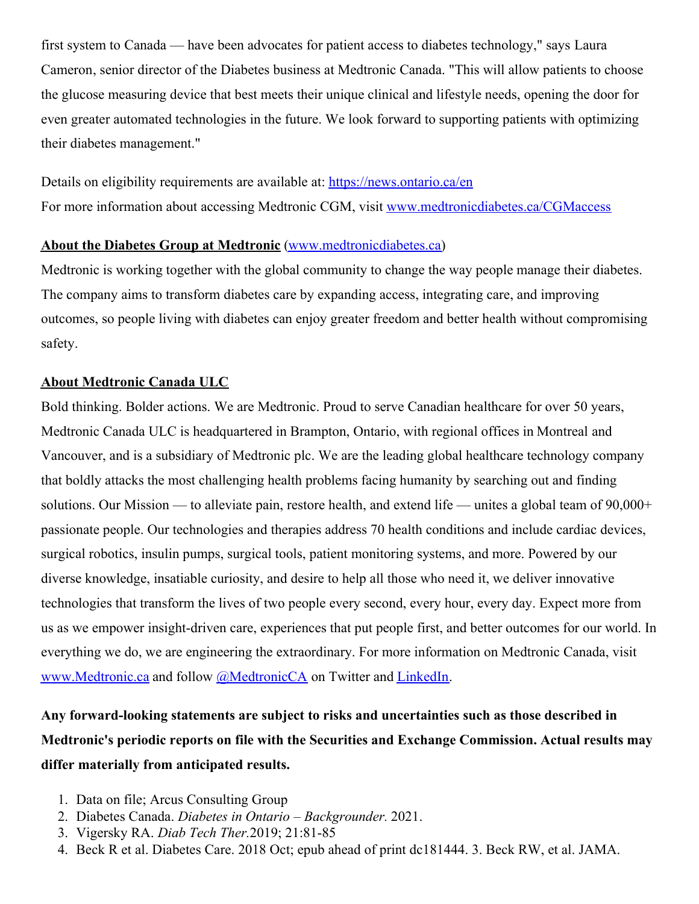first system to Canada — have been advocates for patient access to diabetes technology," says Laura Cameron, senior director of the Diabetes business at Medtronic Canada. "This will allow patients to choose the glucose measuring device that best meets their unique clinical and lifestyle needs, opening the door for even greater automated technologies in the future. We look forward to supporting patients with optimizing their diabetes management."

Details on eligibility requirements are available at: [https://news.ontario.ca/en](https://news.ontario.ca/en)
For more information about accessing Medtronic CGM, visit [www.medtronicdiabetes.ca/CGMaccess](www.medtronicdiabetes.ca/CGMaccess)

**About the Diabetes Group at Medtronic** ([www.medtronicdiabetes.ca](www.medtronicdiabetes.ca))
Medtronic is working together with the global community to change the way people manage their diabetes. The company aims to transform diabetes care by expanding access, integrating care, and improving outcomes, so people living with diabetes can enjoy greater freedom and better health without compromising safety.

**About Medtronic Canada ULC**
Bold thinking. Bolder actions. We are Medtronic. Proud to serve Canadian healthcare for over 50 years, Medtronic Canada ULC is headquartered in Brampton, Ontario, with regional offices in Montreal and Vancouver, and is a subsidiary of Medtronic plc. We are the leading global healthcare technology company that boldly attacks the most challenging health problems facing humanity by searching out and finding solutions. Our Mission — to alleviate pain, restore health, and extend life — unites a global team of 90,000+ passionate people. Our technologies and therapies address 70 health conditions and include cardiac devices, surgical robotics, insulin pumps, surgical tools, patient monitoring systems, and more. Powered by our diverse knowledge, insatiable curiosity, and desire to help all those who need it, we deliver innovative technologies that transform the lives of two people every second, every hour, every day. Expect more from us as we empower insight-driven care, experiences that put people first, and better outcomes for our world. In everything we do, we are engineering the extraordinary. For more information on Medtronic Canada, visit [www.Medtronic.ca](www.Medtronic.ca) and follow [@MedtronicCA](@MedtronicCA) on Twitter and [LinkedIn](LinkedIn).

**Any forward-looking statements are subject to risks and uncertainties such as those described in Medtronic's periodic reports on file with the Securities and Exchange Commission. Actual results may differ materially from anticipated results.**

1. Data on file; Arcus Consulting Group
2. Diabetes Canada. *Diabetes in Ontario – Backgrounder.* 2021.
3. Vigersky RA. *Diab Tech Ther.*2019; 21:81-85
4. Beck R et al. Diabetes Care. 2018 Oct; epub ahead of print dc181444. 3. Beck RW, et al. JAMA.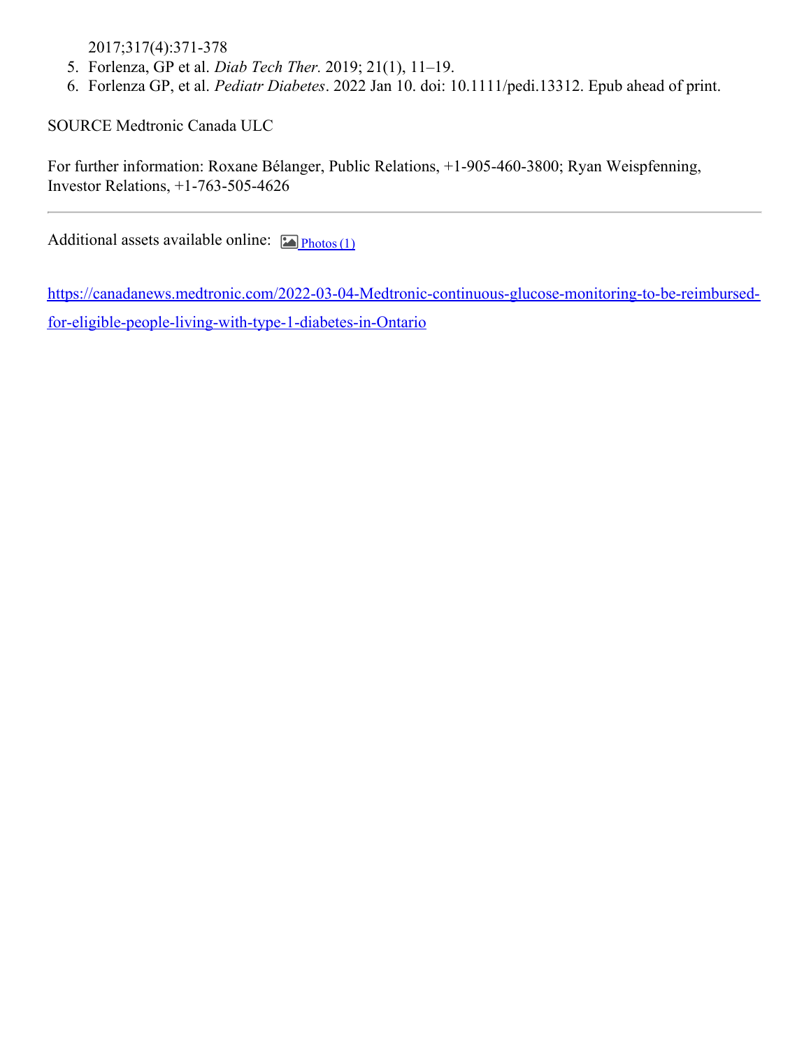2017;317(4):371-378

5. Forlenza, GP et al. *Diab Tech Ther.* 2019; 21(1), 11–19.
6. Forlenza GP, et al. *Pediatr Diabetes*. 2022 Jan 10. doi: 10.1111/pedi.13312. Epub ahead of print.

SOURCE Medtronic Canada ULC

For further information: Roxane Bélanger, Public Relations, +1-905-460-3800; Ryan Weispfenning, Investor Relations, +1-763-505-4626

---

Additional assets available online: Photos (1)

https://canadanews.medtronic.com/2022-03-04-Medtronic-continuous-glucose-monitoring-to-be-reimbursed-for-eligible-people-living-with-type-1-diabetes-in-Ontario